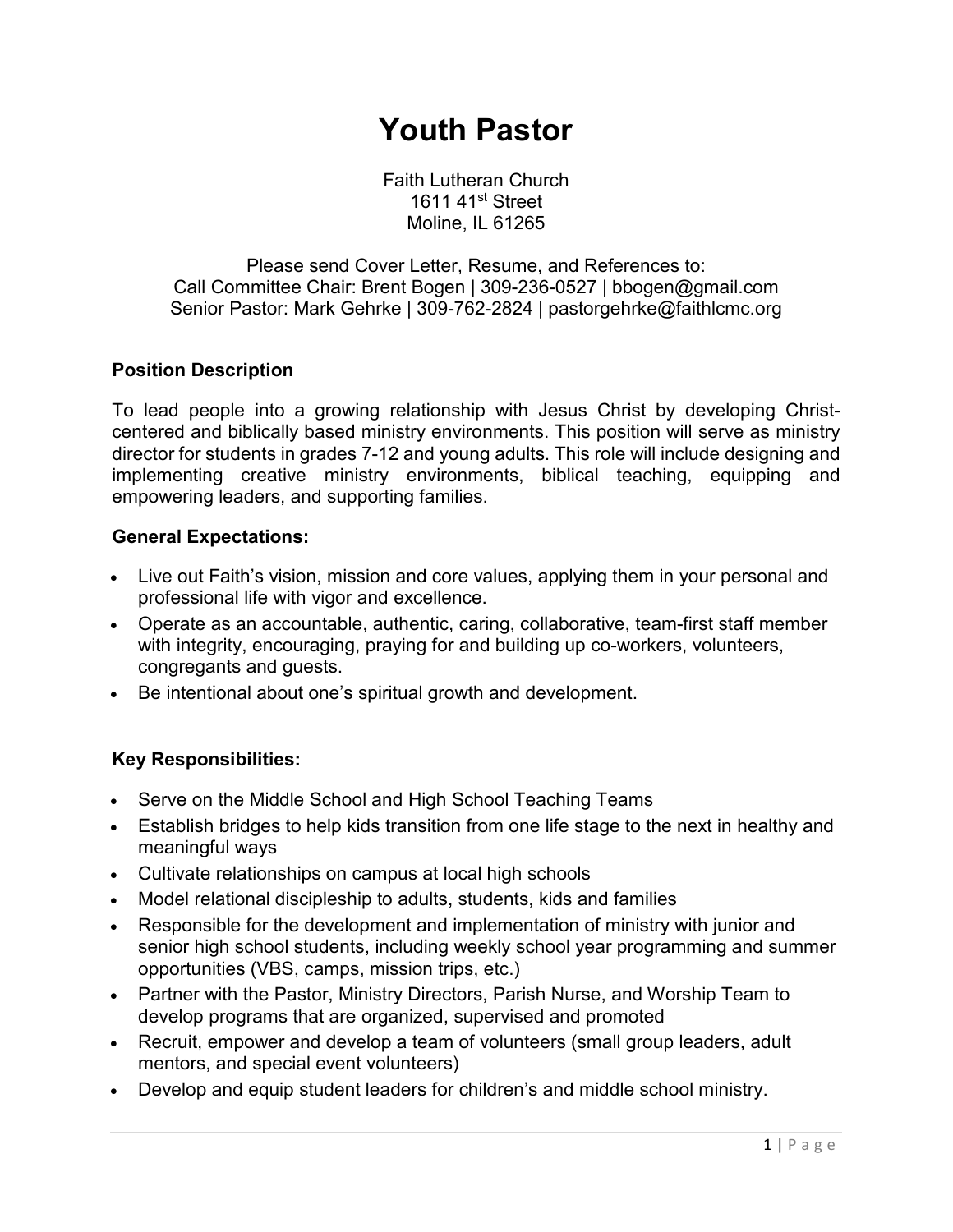# Youth Pastor

Faith Lutheran Church
1611 41st Street
Moline, IL 61265

Please send Cover Letter, Resume, and References to:
Call Committee Chair: Brent Bogen | 309-236-0527 | bbogen@gmail.com
Senior Pastor: Mark Gehrke | 309-762-2824 | pastorgehrke@faithlcmc.org

**Position Description**

To lead people into a growing relationship with Jesus Christ by developing Christ-centered and biblically based ministry environments. This position will serve as ministry director for students in grades 7-12 and young adults. This role will include designing and implementing creative ministry environments, biblical teaching, equipping and empowering leaders, and supporting families.

**General Expectations:**

- Live out Faith's vision, mission and core values, applying them in your personal and professional life with vigor and excellence.
- Operate as an accountable, authentic, caring, collaborative, team-first staff member with integrity, encouraging, praying for and building up co-workers, volunteers, congregants and guests.
- Be intentional about one's spiritual growth and development.

**Key Responsibilities:**

- Serve on the Middle School and High School Teaching Teams
- Establish bridges to help kids transition from one life stage to the next in healthy and meaningful ways
- Cultivate relationships on campus at local high schools
- Model relational discipleship to adults, students, kids and families
- Responsible for the development and implementation of ministry with junior and senior high school students, including weekly school year programming and summer opportunities (VBS, camps, mission trips, etc.)
- Partner with the Pastor, Ministry Directors, Parish Nurse, and Worship Team to develop programs that are organized, supervised and promoted
- Recruit, empower and develop a team of volunteers (small group leaders, adult mentors, and special event volunteers)
- Develop and equip student leaders for children's and middle school ministry.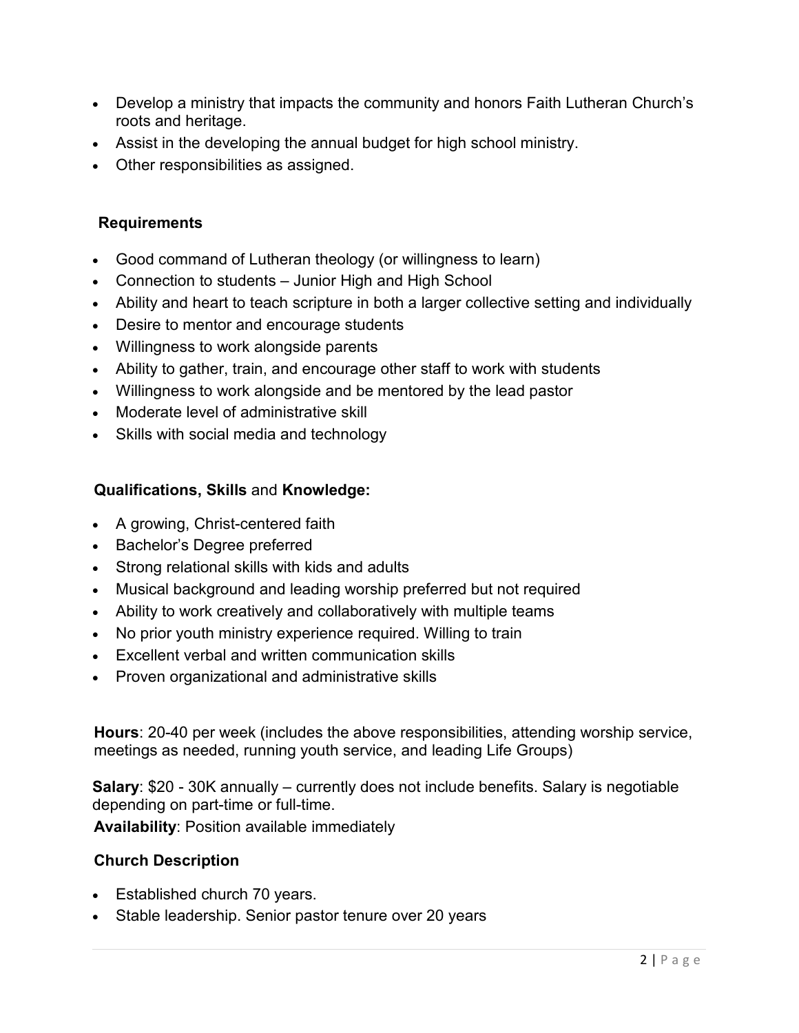- Develop a ministry that impacts the community and honors Faith Lutheran Church's roots and heritage.
- Assist in the developing the annual budget for high school ministry.
- Other responsibilities as assigned.

**Requirements**

- Good command of Lutheran theology (or willingness to learn)
- Connection to students – Junior High and High School
- Ability and heart to teach scripture in both a larger collective setting and individually
- Desire to mentor and encourage students
- Willingness to work alongside parents
- Ability to gather, train, and encourage other staff to work with students
- Willingness to work alongside and be mentored by the lead pastor
- Moderate level of administrative skill
- Skills with social media and technology

**Qualifications, Skills** and **Knowledge:**

- A growing, Christ-centered faith
- Bachelor's Degree preferred
- Strong relational skills with kids and adults
- Musical background and leading worship preferred but not required
- Ability to work creatively and collaboratively with multiple teams
- No prior youth ministry experience required. Willing to train
- Excellent verbal and written communication skills
- Proven organizational and administrative skills

**Hours**: 20-40 per week (includes the above responsibilities, attending worship service, meetings as needed, running youth service, and leading Life Groups)

**Salary**: $20 - 30K annually – currently does not include benefits. Salary is negotiable depending on part-time or full-time.

**Availability**: Position available immediately

**Church Description**

- Established church 70 years.
- Stable leadership. Senior pastor tenure over 20 years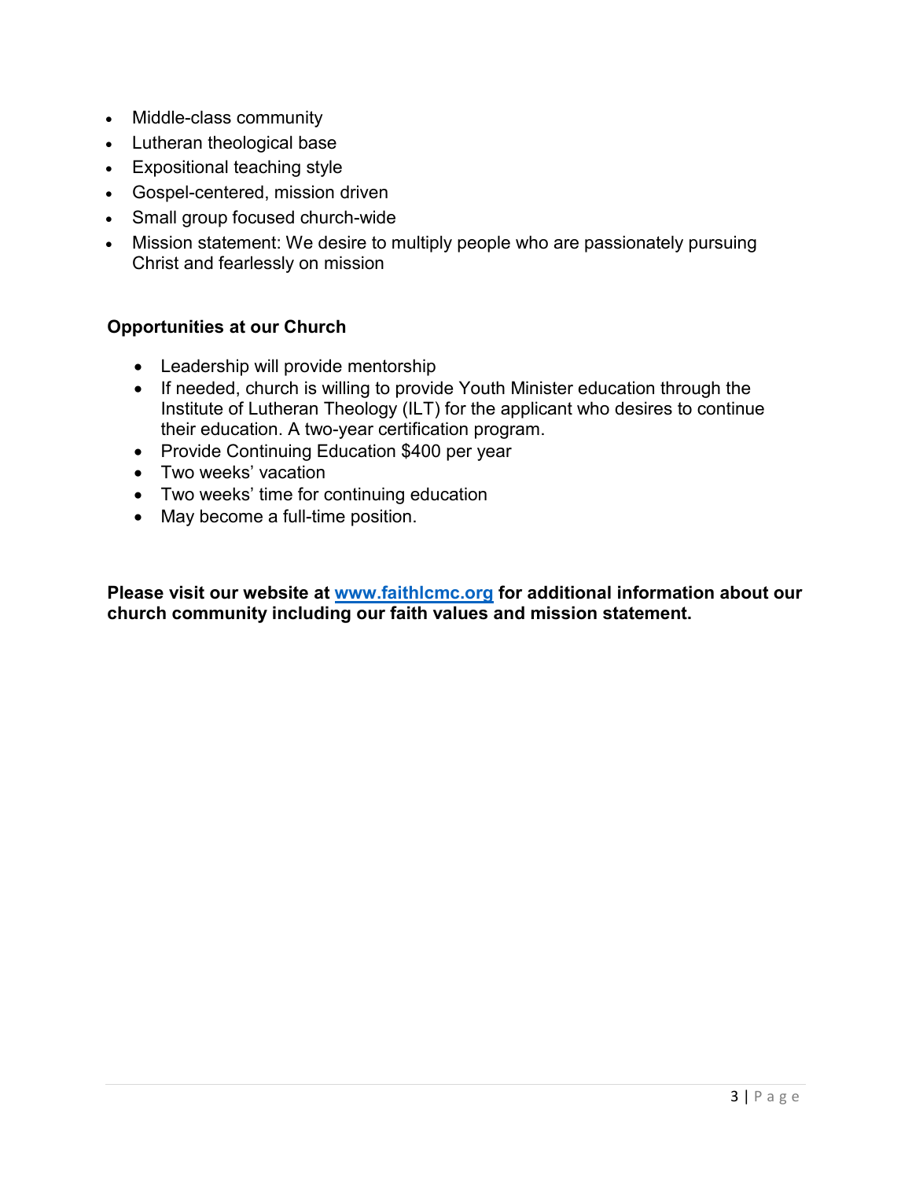- Middle-class community
- Lutheran theological base
- Expositional teaching style
- Gospel-centered, mission driven
- Small group focused church-wide
- Mission statement: We desire to multiply people who are passionately pursuing Christ and fearlessly on mission

**Opportunities at our Church**

- Leadership will provide mentorship
- If needed, church is willing to provide Youth Minister education through the Institute of Lutheran Theology (ILT) for the applicant who desires to continue their education. A two-year certification program.
- Provide Continuing Education $400 per year
- Two weeks' vacation
- Two weeks' time for continuing education
- May become a full-time position.

**Please visit our website at [www.faithlcmc.org](http://www.faithlcmc.org) for additional information about our church community including our faith values and mission statement.**